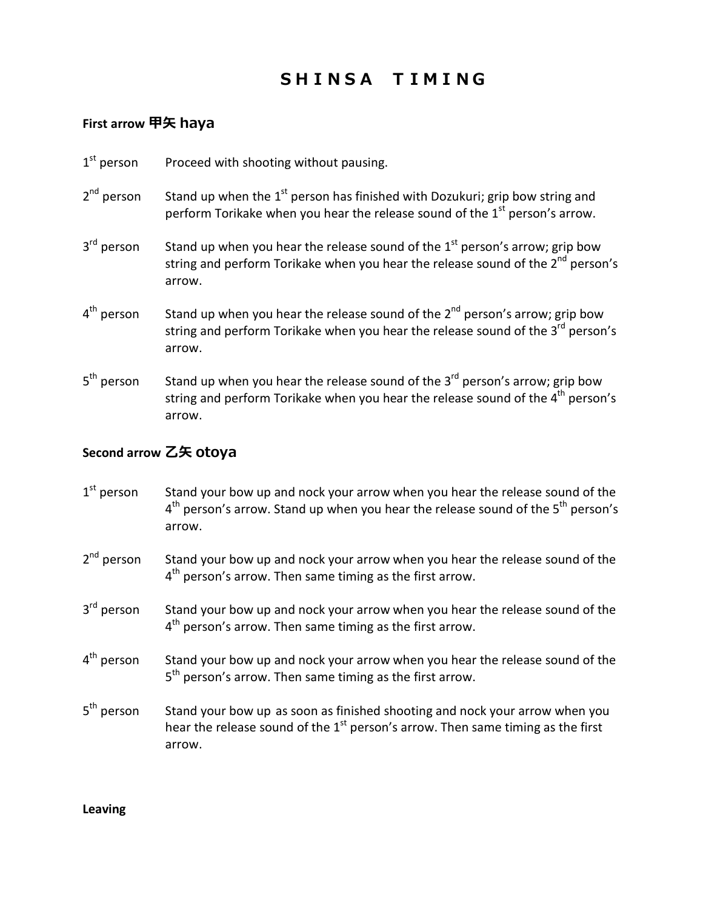# SHINSA TIMING

## First arrow 甲矢 haya

1st person — Proceed with shooting without pausing.

2nd person — Stand up when the 1st person has finished with Dozukuri; grip bow string and perform Torikake when you hear the release sound of the 1st person's arrow.

3rd person — Stand up when you hear the release sound of the 1st person's arrow; grip bow string and perform Torikake when you hear the release sound of the 2nd person's arrow.

4th person — Stand up when you hear the release sound of the 2nd person's arrow; grip bow string and perform Torikake when you hear the release sound of the 3rd person's arrow.

5th person — Stand up when you hear the release sound of the 3rd person's arrow; grip bow string and perform Torikake when you hear the release sound of the 4th person's arrow.

## Second arrow 乙矢 otoya

1st person — Stand your bow up and nock your arrow when you hear the release sound of the 4th person's arrow. Stand up when you hear the release sound of the 5th person's arrow.

2nd person — Stand your bow up and nock your arrow when you hear the release sound of the 4th person's arrow. Then same timing as the first arrow.

3rd person — Stand your bow up and nock your arrow when you hear the release sound of the 4th person's arrow. Then same timing as the first arrow.

4th person — Stand your bow up and nock your arrow when you hear the release sound of the 5th person's arrow. Then same timing as the first arrow.

5th person — Stand your bow up as soon as finished shooting and nock your arrow when you hear the release sound of the 1st person's arrow. Then same timing as the first arrow.

**Leaving**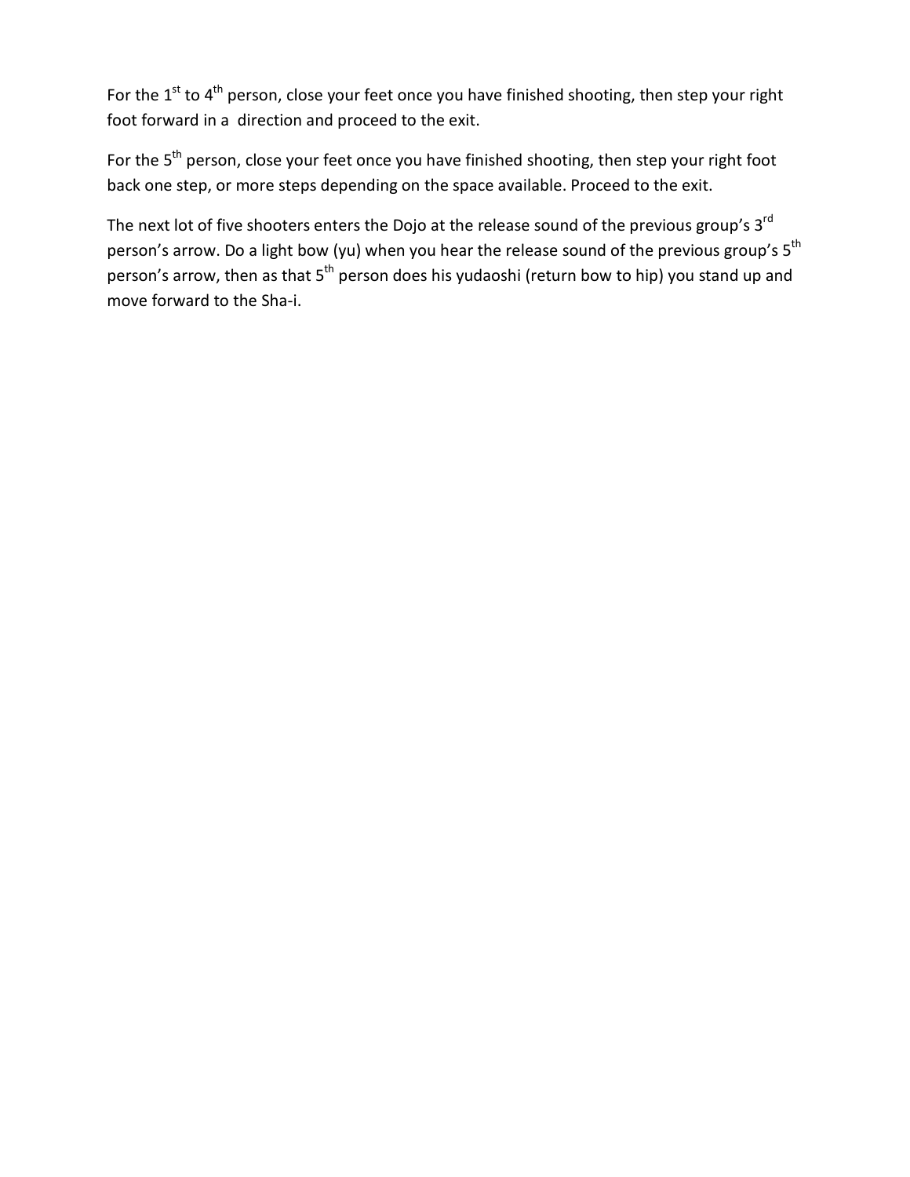For the 1st to 4th person, close your feet once you have finished shooting, then step your right foot forward in a  direction and proceed to the exit.

For the 5th person, close your feet once you have finished shooting, then step your right foot back one step, or more steps depending on the space available. Proceed to the exit.

The next lot of five shooters enters the Dojo at the release sound of the previous group's 3rd person's arrow. Do a light bow (yu) when you hear the release sound of the previous group's 5th person's arrow, then as that 5th person does his yudaoshi (return bow to hip) you stand up and move forward to the Sha-i.